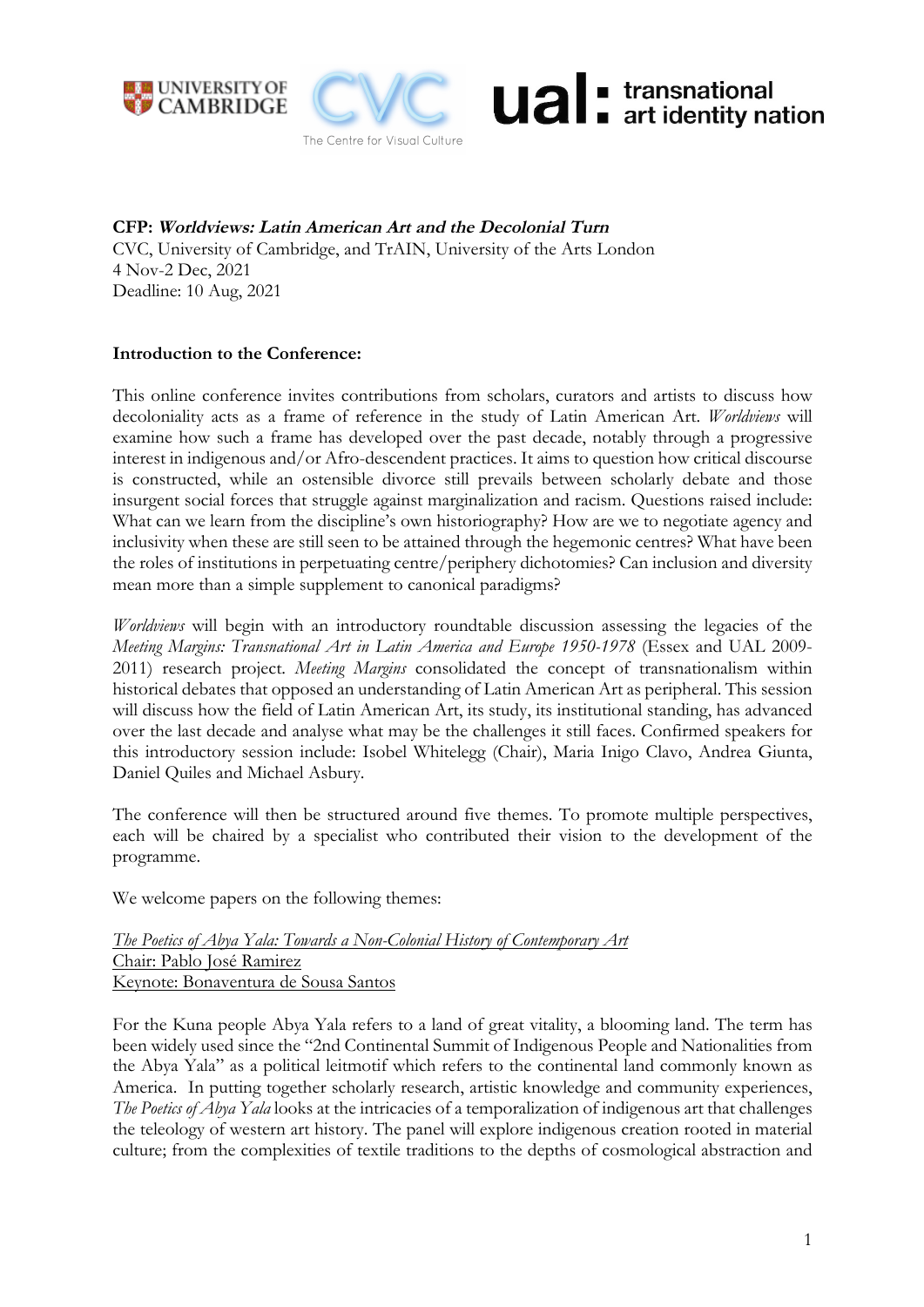**CFP: *Worldviews: Latin American Art and the Decolonial Turn***
CVC, University of Cambridge, and TrAIN, University of the Arts London
4 Nov-2 Dec, 2021
Deadline: 10 Aug, 2021

**Introduction to the Conference:**

This online conference invites contributions from scholars, curators and artists to discuss how decoloniality acts as a frame of reference in the study of Latin American Art. *Worldviews* will examine how such a frame has developed over the past decade, notably through a progressive interest in indigenous and/or Afro-descendent practices. It aims to question how critical discourse is constructed, while an ostensible divorce still prevails between scholarly debate and those insurgent social forces that struggle against marginalization and racism. Questions raised include: What can we learn from the discipline's own historiography? How are we to negotiate agency and inclusivity when these are still seen to be attained through the hegemonic centres? What have been the roles of institutions in perpetuating centre/periphery dichotomies? Can inclusion and diversity mean more than a simple supplement to canonical paradigms?

*Worldviews* will begin with an introductory roundtable discussion assessing the legacies of the *Meeting Margins: Transnational Art in Latin America and Europe 1950-1978* (Essex and UAL 2009-2011) research project. *Meeting Margins* consolidated the concept of transnationalism within historical debates that opposed an understanding of Latin American Art as peripheral. This session will discuss how the field of Latin American Art, its study, its institutional standing, has advanced over the last decade and analyse what may be the challenges it still faces. Confirmed speakers for this introductory session include: Isobel Whitelegg (Chair), Maria Inigo Clavo, Andrea Giunta, Daniel Quiles and Michael Asbury.

The conference will then be structured around five themes. To promote multiple perspectives, each will be chaired by a specialist who contributed their vision to the development of the programme.

We welcome papers on the following themes:

<u>*The Poetics of Abya Yala: Towards a Non-Colonial History of Contemporary Art*</u>
<u>Chair: Pablo José Ramirez</u>
<u>Keynote: Bonaventura de Sousa Santos</u>

For the Kuna people Abya Yala refers to a land of great vitality, a blooming land. The term has been widely used since the "2nd Continental Summit of Indigenous People and Nationalities from the Abya Yala" as a political leitmotif which refers to the continental land commonly known as America. In putting together scholarly research, artistic knowledge and community experiences, *The Poetics of Abya Yala* looks at the intricacies of a temporalization of indigenous art that challenges the teleology of western art history. The panel will explore indigenous creation rooted in material culture; from the complexities of textile traditions to the depths of cosmological abstraction and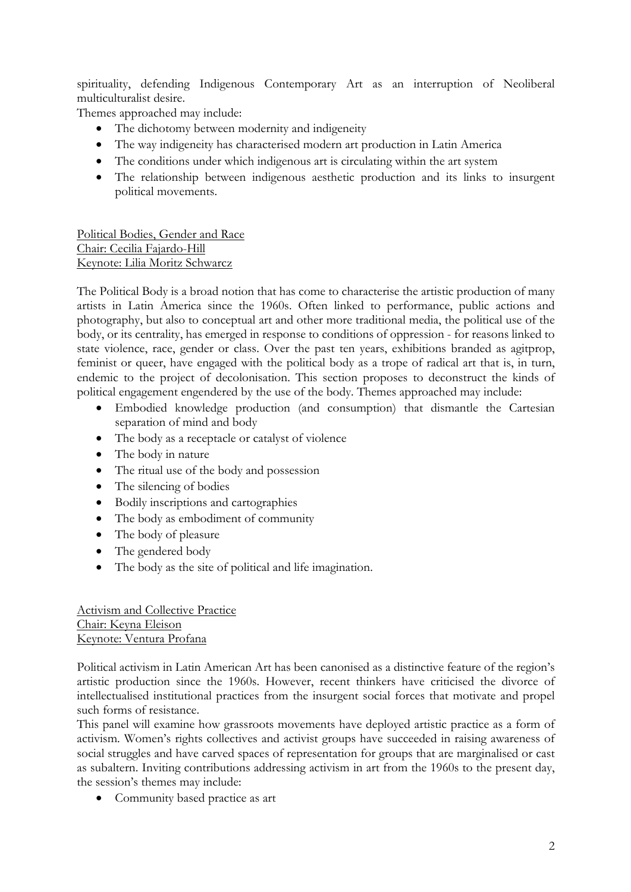spirituality, defending Indigenous Contemporary Art as an interruption of Neoliberal multiculturalist desire.

Themes approached may include:

- The dichotomy between modernity and indigeneity
- The way indigeneity has characterised modern art production in Latin America
- The conditions under which indigenous art is circulating within the art system
- The relationship between indigenous aesthetic production and its links to insurgent political movements.

<u>Political Bodies, Gender and Race</u>
<u>Chair: Cecilia Fajardo-Hill</u>
<u>Keynote: Lilia Moritz Schwarcz</u>

The Political Body is a broad notion that has come to characterise the artistic production of many artists in Latin America since the 1960s. Often linked to performance, public actions and photography, but also to conceptual art and other more traditional media, the political use of the body, or its centrality, has emerged in response to conditions of oppression - for reasons linked to state violence, race, gender or class. Over the past ten years, exhibitions branded as agitprop, feminist or queer, have engaged with the political body as a trope of radical art that is, in turn, endemic to the project of decolonisation. This section proposes to deconstruct the kinds of political engagement engendered by the use of the body. Themes approached may include:

- Embodied knowledge production (and consumption) that dismantle the Cartesian separation of mind and body
- The body as a receptacle or catalyst of violence
- The body in nature
- The ritual use of the body and possession
- The silencing of bodies
- Bodily inscriptions and cartographies
- The body as embodiment of community
- The body of pleasure
- The gendered body
- The body as the site of political and life imagination.

<u>Activism and Collective Practice</u>
<u>Chair: Keyna Eleison</u>
<u>Keynote: Ventura Profana</u>

Political activism in Latin American Art has been canonised as a distinctive feature of the region's artistic production since the 1960s. However, recent thinkers have criticised the divorce of intellectualised institutional practices from the insurgent social forces that motivate and propel such forms of resistance.

This panel will examine how grassroots movements have deployed artistic practice as a form of activism. Women's rights collectives and activist groups have succeeded in raising awareness of social struggles and have carved spaces of representation for groups that are marginalised or cast as subaltern. Inviting contributions addressing activism in art from the 1960s to the present day, the session's themes may include:

- Community based practice as art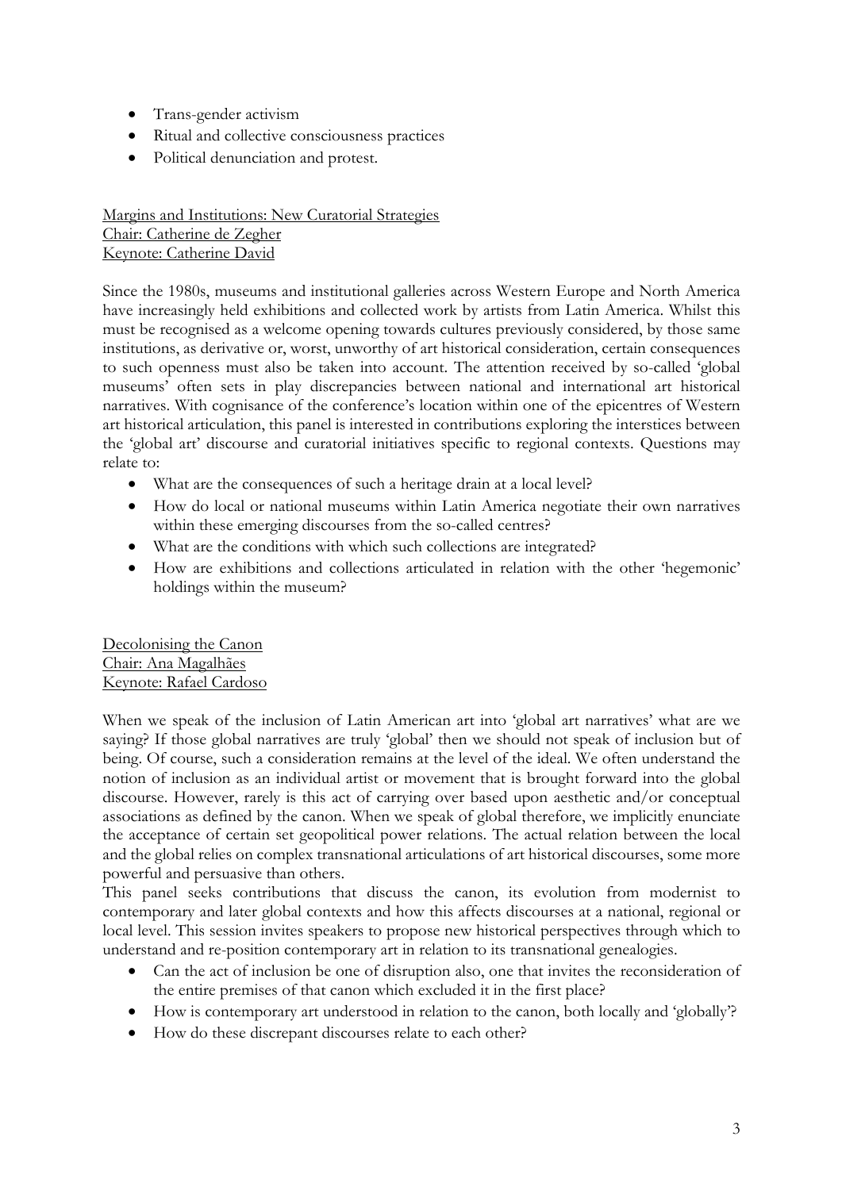- Trans-gender activism
- Ritual and collective consciousness practices
- Political denunciation and protest.

## Margins and Institutions: New Curatorial Strategies
Chair: Catherine de Zegher
Keynote: Catherine David

Since the 1980s, museums and institutional galleries across Western Europe and North America have increasingly held exhibitions and collected work by artists from Latin America. Whilst this must be recognised as a welcome opening towards cultures previously considered, by those same institutions, as derivative or, worst, unworthy of art historical consideration, certain consequences to such openness must also be taken into account. The attention received by so-called 'global museums' often sets in play discrepancies between national and international art historical narratives. With cognisance of the conference's location within one of the epicentres of Western art historical articulation, this panel is interested in contributions exploring the interstices between the 'global art' discourse and curatorial initiatives specific to regional contexts. Questions may relate to:

- What are the consequences of such a heritage drain at a local level?
- How do local or national museums within Latin America negotiate their own narratives within these emerging discourses from the so-called centres?
- What are the conditions with which such collections are integrated?
- How are exhibitions and collections articulated in relation with the other 'hegemonic' holdings within the museum?

## Decolonising the Canon
Chair: Ana Magalhães
Keynote: Rafael Cardoso

When we speak of the inclusion of Latin American art into 'global art narratives' what are we saying? If those global narratives are truly 'global' then we should not speak of inclusion but of being. Of course, such a consideration remains at the level of the ideal. We often understand the notion of inclusion as an individual artist or movement that is brought forward into the global discourse. However, rarely is this act of carrying over based upon aesthetic and/or conceptual associations as defined by the canon. When we speak of global therefore, we implicitly enunciate the acceptance of certain set geopolitical power relations. The actual relation between the local and the global relies on complex transnational articulations of art historical discourses, some more powerful and persuasive than others.

This panel seeks contributions that discuss the canon, its evolution from modernist to contemporary and later global contexts and how this affects discourses at a national, regional or local level. This session invites speakers to propose new historical perspectives through which to understand and re-position contemporary art in relation to its transnational genealogies.

- Can the act of inclusion be one of disruption also, one that invites the reconsideration of the entire premises of that canon which excluded it in the first place?
- How is contemporary art understood in relation to the canon, both locally and 'globally'?
- How do these discrepant discourses relate to each other?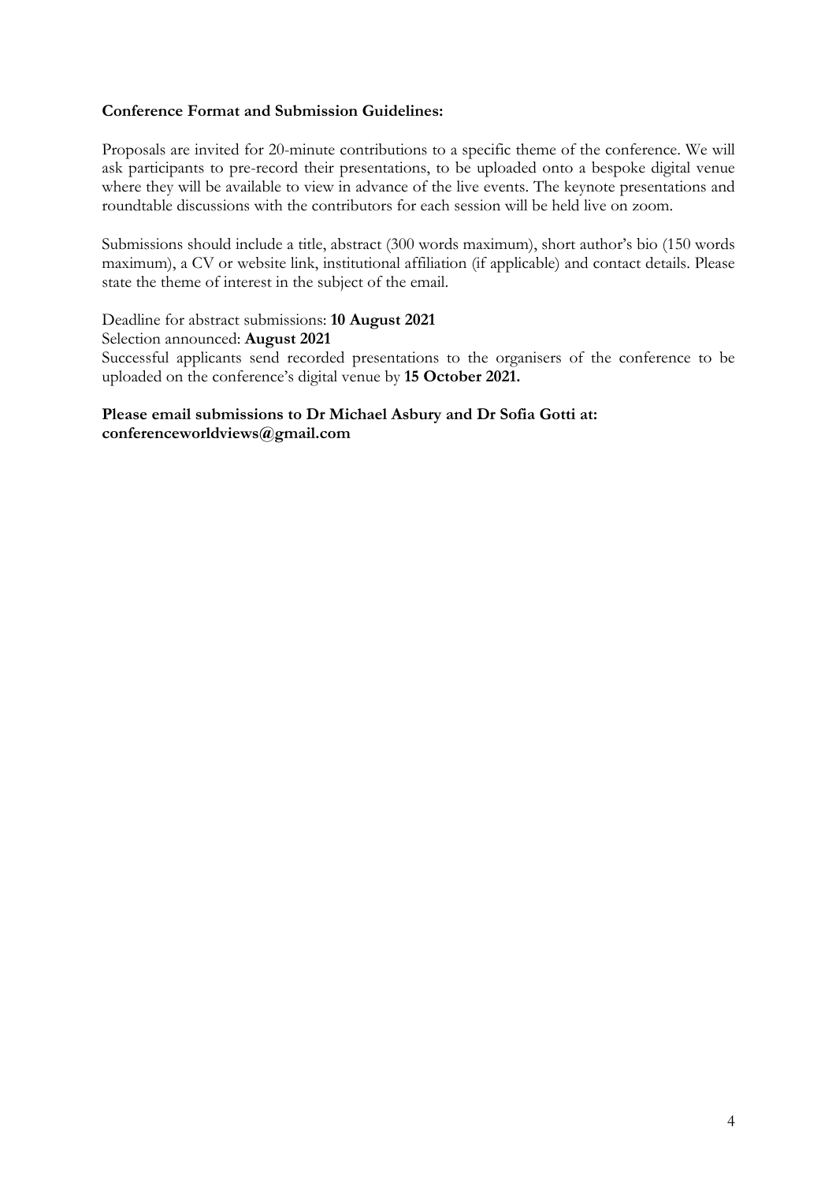**Conference Format and Submission Guidelines:**

Proposals are invited for 20-minute contributions to a specific theme of the conference. We will ask participants to pre-record their presentations, to be uploaded onto a bespoke digital venue where they will be available to view in advance of the live events. The keynote presentations and roundtable discussions with the contributors for each session will be held live on zoom.

Submissions should include a title, abstract (300 words maximum), short author's bio (150 words maximum), a CV or website link, institutional affiliation (if applicable) and contact details. Please state the theme of interest in the subject of the email.

Deadline for abstract submissions: **10 August 2021**
Selection announced: **August 2021**
Successful applicants send recorded presentations to the organisers of the conference to be uploaded on the conference's digital venue by **15 October 2021.**

**Please email submissions to Dr Michael Asbury and Dr Sofia Gotti at: conferenceworldviews@gmail.com**